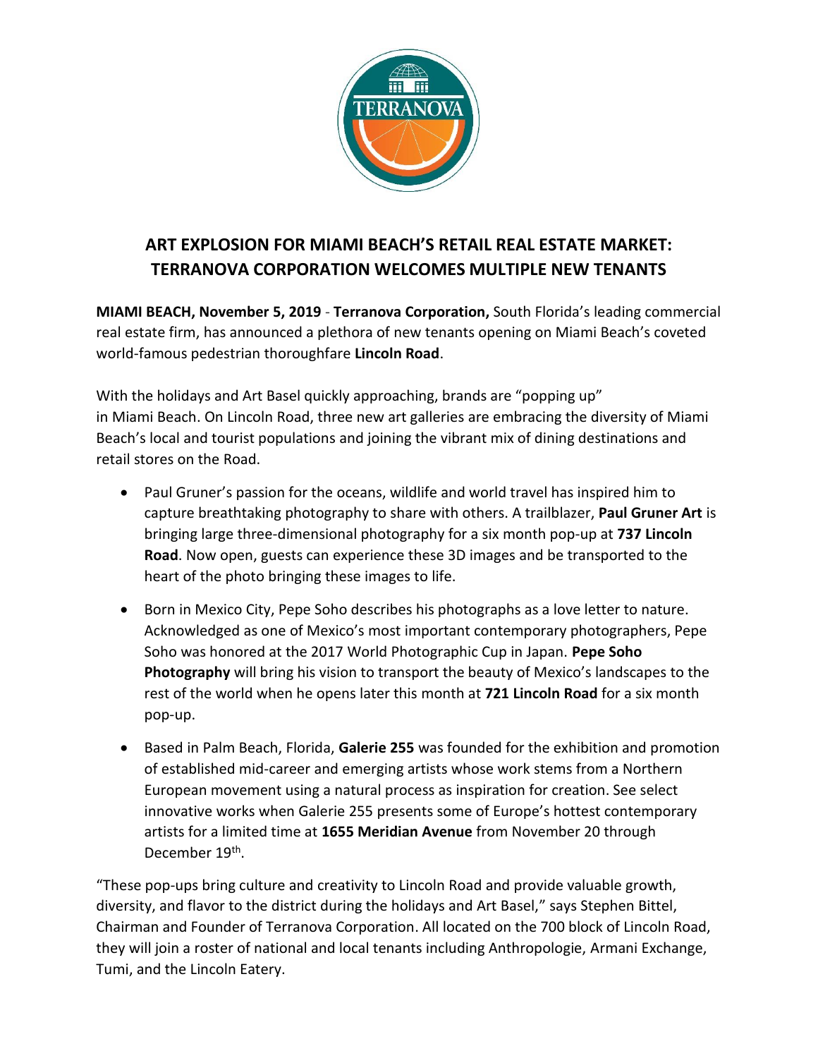# ART EXPLOSION FOR MIAMI BEACH'S RETAIL REAL ESTATE MARKET: TERRANOVA CORPORATION WELCOMES MULTIPLE NEW TENANTS

**MIAMI BEACH, November 5, 2019** - **Terranova Corporation,** South Florida's leading commercial real estate firm, has announced a plethora of new tenants opening on Miami Beach's coveted world-famous pedestrian thoroughfare **Lincoln Road**.

With the holidays and Art Basel quickly approaching, brands are "popping up" in Miami Beach. On Lincoln Road, three new art galleries are embracing the diversity of Miami Beach's local and tourist populations and joining the vibrant mix of dining destinations and retail stores on the Road.

- Paul Gruner's passion for the oceans, wildlife and world travel has inspired him to capture breathtaking photography to share with others. A trailblazer, **Paul Gruner Art** is bringing large three-dimensional photography for a six month pop-up at **737 Lincoln Road**. Now open, guests can experience these 3D images and be transported to the heart of the photo bringing these images to life.
- Born in Mexico City, Pepe Soho describes his photographs as a love letter to nature. Acknowledged as one of Mexico's most important contemporary photographers, Pepe Soho was honored at the 2017 World Photographic Cup in Japan. **Pepe Soho Photography** will bring his vision to transport the beauty of Mexico's landscapes to the rest of the world when he opens later this month at **721 Lincoln Road** for a six month pop-up.
- Based in Palm Beach, Florida, **Galerie 255** was founded for the exhibition and promotion of established mid-career and emerging artists whose work stems from a Northern European movement using a natural process as inspiration for creation. See select innovative works when Galerie 255 presents some of Europe's hottest contemporary artists for a limited time at **1655 Meridian Avenue** from November 20 through December 19th.

"These pop-ups bring culture and creativity to Lincoln Road and provide valuable growth, diversity, and flavor to the district during the holidays and Art Basel," says Stephen Bittel, Chairman and Founder of Terranova Corporation. All located on the 700 block of Lincoln Road, they will join a roster of national and local tenants including Anthropologie, Armani Exchange, Tumi, and the Lincoln Eatery.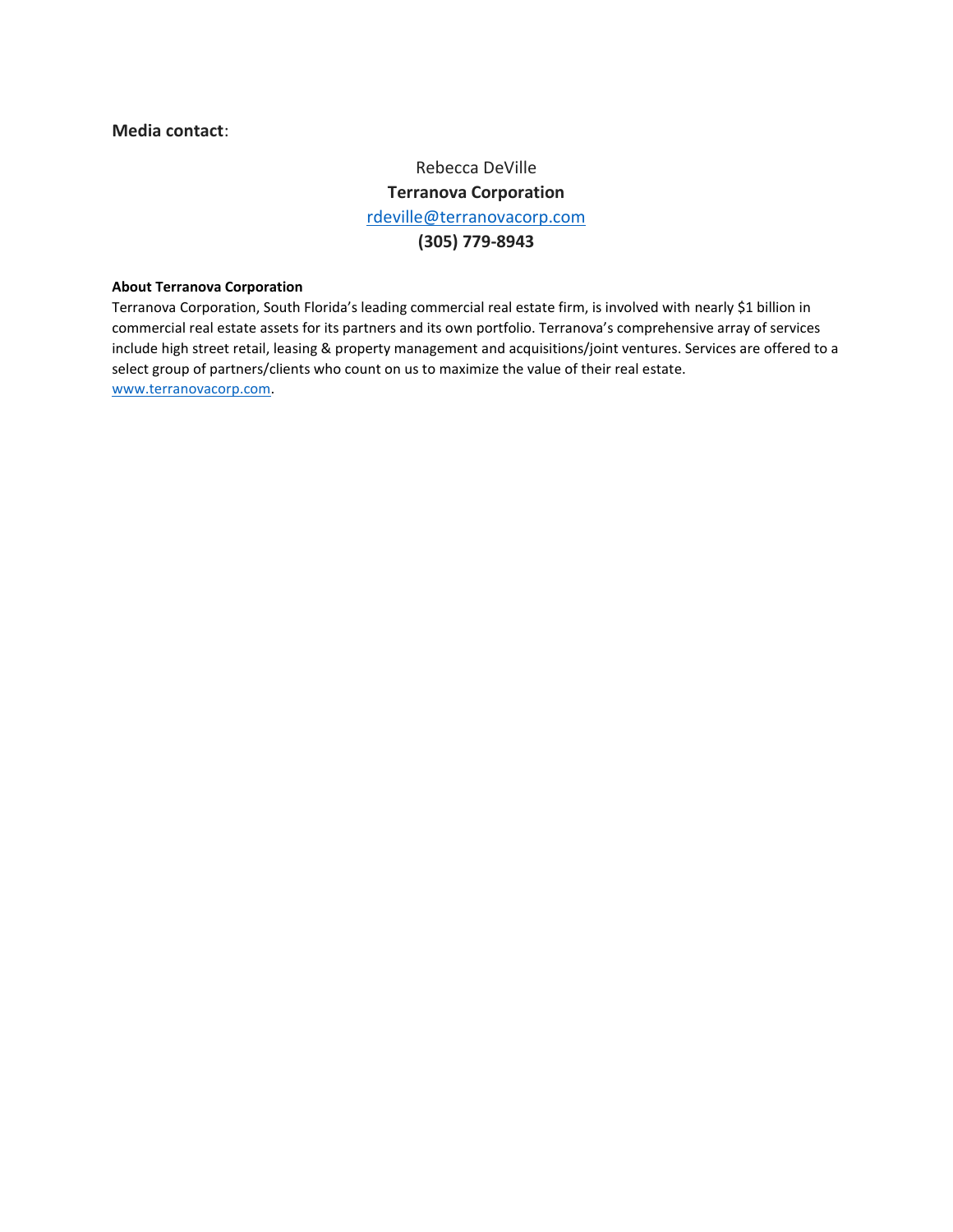**Media contact**:

Rebecca DeVille
**Terranova Corporation**
rdeville@terranovacorp.com
**(305) 779-8943**

**About Terranova Corporation**

Terranova Corporation, South Florida's leading commercial real estate firm, is involved with nearly $1 billion in commercial real estate assets for its partners and its own portfolio. Terranova's comprehensive array of services include high street retail, leasing & property management and acquisitions/joint ventures. Services are offered to a select group of partners/clients who count on us to maximize the value of their real estate. www.terranovacorp.com.